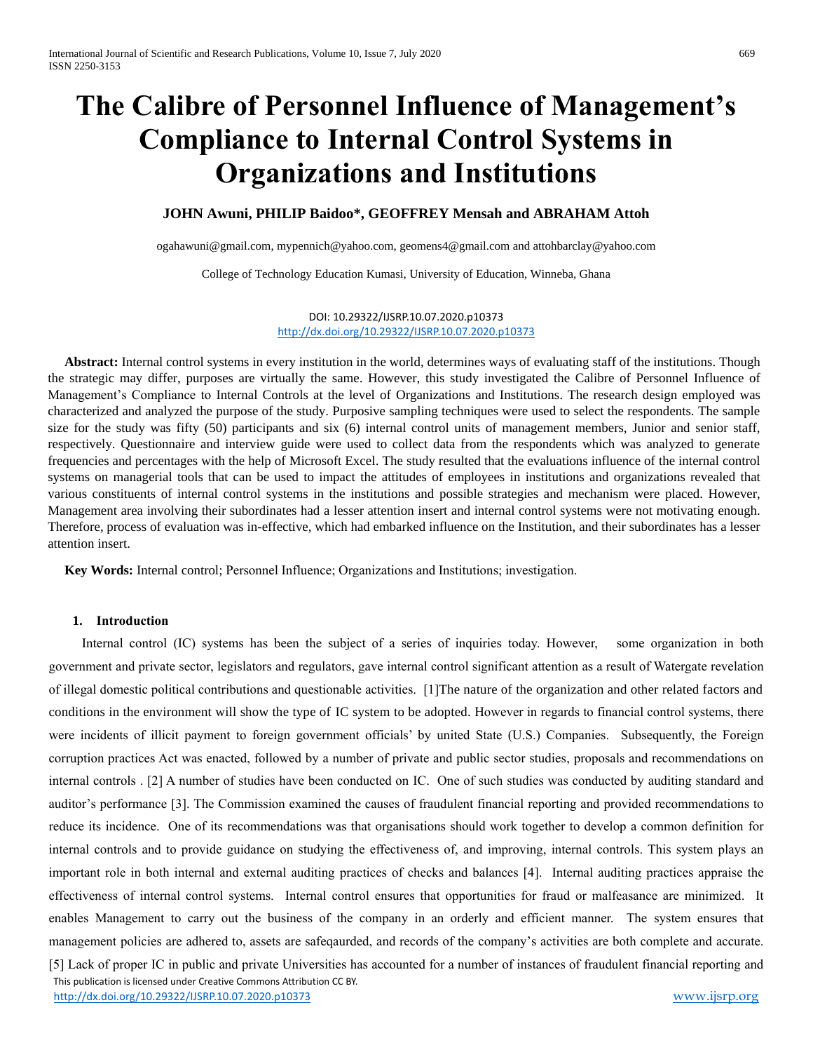# The Calibre of Personnel Influence of Management's Compliance to Internal Control Systems in Organizations and Institutions

**JOHN Awuni, PHILIP Baidoo\*, GEOFFREY Mensah and ABRAHAM Attoh**

ogahawuni@gmail.com, mypennich@yahoo.com, geomens4@gmail.com and attohbarclay@yahoo.com

College of Technology Education Kumasi, University of Education, Winneba, Ghana

DOI: 10.29322/IJSRP.10.07.2020.p10373
http://dx.doi.org/10.29322/IJSRP.10.07.2020.p10373

**Abstract:** Internal control systems in every institution in the world, determines ways of evaluating staff of the institutions. Though the strategic may differ, purposes are virtually the same. However, this study investigated the Calibre of Personnel Influence of Management's Compliance to Internal Controls at the level of Organizations and Institutions. The research design employed was characterized and analyzed the purpose of the study. Purposive sampling techniques were used to select the respondents. The sample size for the study was fifty (50) participants and six (6) internal control units of management members, Junior and senior staff, respectively. Questionnaire and interview guide were used to collect data from the respondents which was analyzed to generate frequencies and percentages with the help of Microsoft Excel. The study resulted that the evaluations influence of the internal control systems on managerial tools that can be used to impact the attitudes of employees in institutions and organizations revealed that various constituents of internal control systems in the institutions and possible strategies and mechanism were placed. However, Management area involving their subordinates had a lesser attention insert and internal control systems were not motivating enough. Therefore, process of evaluation was in-effective, which had embarked influence on the Institution, and their subordinates has a lesser attention insert.

**Key Words:** Internal control; Personnel Influence; Organizations and Institutions; investigation.

## 1. Introduction

Internal control (IC) systems has been the subject of a series of inquiries today. However, some organization in both government and private sector, legislators and regulators, gave internal control significant attention as a result of Watergate revelation of illegal domestic political contributions and questionable activities. [1]The nature of the organization and other related factors and conditions in the environment will show the type of IC system to be adopted. However in regards to financial control systems, there were incidents of illicit payment to foreign government officials' by united State (U.S.) Companies. Subsequently, the Foreign corruption practices Act was enacted, followed by a number of private and public sector studies, proposals and recommendations on internal controls . [2] A number of studies have been conducted on IC. One of such studies was conducted by auditing standard and auditor's performance [3]. The Commission examined the causes of fraudulent financial reporting and provided recommendations to reduce its incidence. One of its recommendations was that organisations should work together to develop a common definition for internal controls and to provide guidance on studying the effectiveness of, and improving, internal controls. This system plays an important role in both internal and external auditing practices of checks and balances [4]. Internal auditing practices appraise the effectiveness of internal control systems. Internal control ensures that opportunities for fraud or malfeasance are minimized. It enables Management to carry out the business of the company in an orderly and efficient manner. The system ensures that management policies are adhered to, assets are safeqaurded, and records of the company's activities are both complete and accurate. [5] Lack of proper IC in public and private Universities has accounted for a number of instances of fraudulent financial reporting and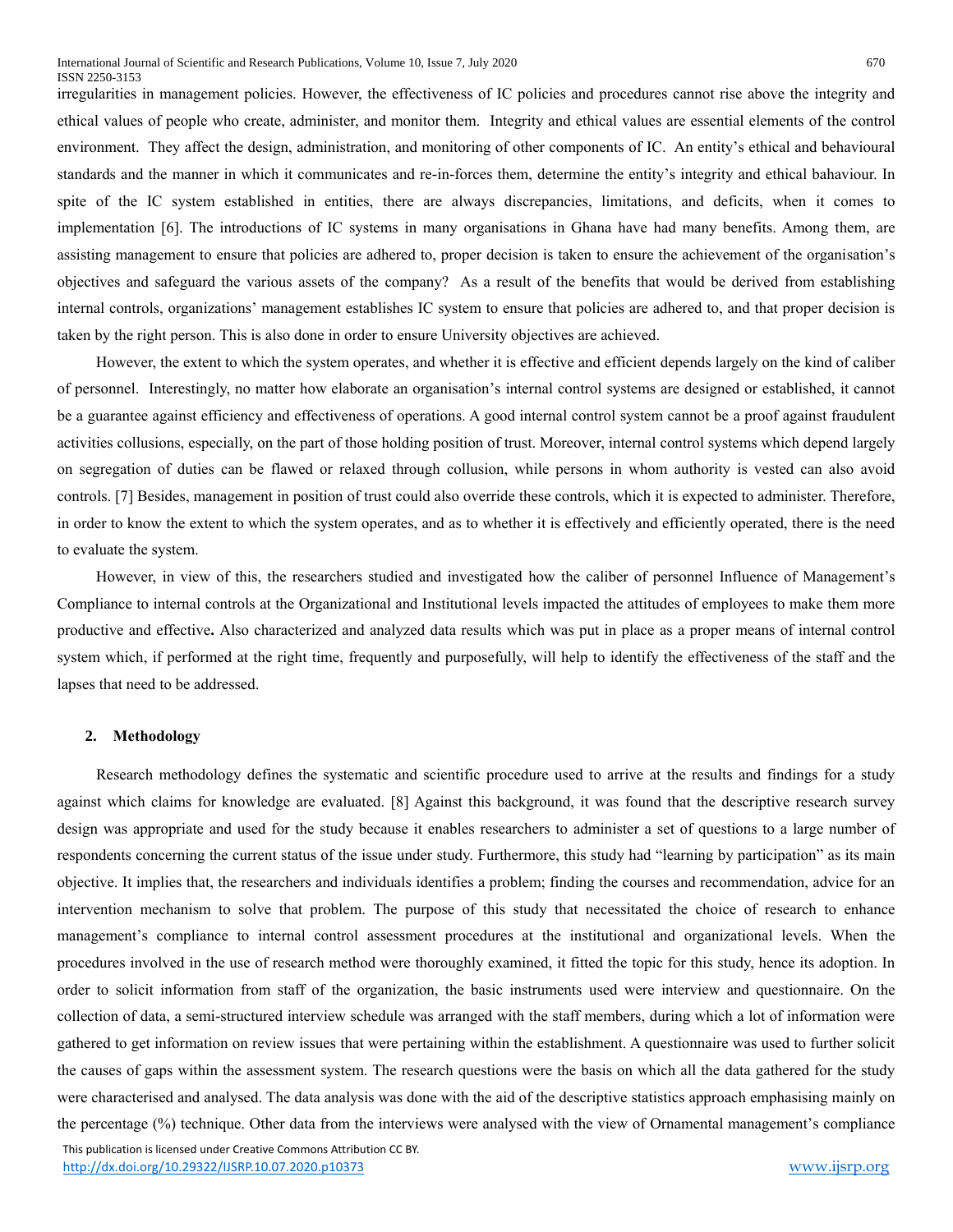irregularities in management policies. However, the effectiveness of IC policies and procedures cannot rise above the integrity and ethical values of people who create, administer, and monitor them. Integrity and ethical values are essential elements of the control environment. They affect the design, administration, and monitoring of other components of IC. An entity's ethical and behavioural standards and the manner in which it communicates and re-in-forces them, determine the entity's integrity and ethical bahaviour. In spite of the IC system established in entities, there are always discrepancies, limitations, and deficits, when it comes to implementation [6]. The introductions of IC systems in many organisations in Ghana have had many benefits. Among them, are assisting management to ensure that policies are adhered to, proper decision is taken to ensure the achievement of the organisation's objectives and safeguard the various assets of the company? As a result of the benefits that would be derived from establishing internal controls, organizations' management establishes IC system to ensure that policies are adhered to, and that proper decision is taken by the right person. This is also done in order to ensure University objectives are achieved.

However, the extent to which the system operates, and whether it is effective and efficient depends largely on the kind of caliber of personnel. Interestingly, no matter how elaborate an organisation's internal control systems are designed or established, it cannot be a guarantee against efficiency and effectiveness of operations. A good internal control system cannot be a proof against fraudulent activities collusions, especially, on the part of those holding position of trust. Moreover, internal control systems which depend largely on segregation of duties can be flawed or relaxed through collusion, while persons in whom authority is vested can also avoid controls. [7] Besides, management in position of trust could also override these controls, which it is expected to administer. Therefore, in order to know the extent to which the system operates, and as to whether it is effectively and efficiently operated, there is the need to evaluate the system.

However, in view of this, the researchers studied and investigated how the caliber of personnel Influence of Management's Compliance to internal controls at the Organizational and Institutional levels impacted the attitudes of employees to make them more productive and effective**.** Also characterized and analyzed data results which was put in place as a proper means of internal control system which, if performed at the right time, frequently and purposefully, will help to identify the effectiveness of the staff and the lapses that need to be addressed.

## 2. Methodology

Research methodology defines the systematic and scientific procedure used to arrive at the results and findings for a study against which claims for knowledge are evaluated. [8] Against this background, it was found that the descriptive research survey design was appropriate and used for the study because it enables researchers to administer a set of questions to a large number of respondents concerning the current status of the issue under study. Furthermore, this study had "learning by participation" as its main objective. It implies that, the researchers and individuals identifies a problem; finding the courses and recommendation, advice for an intervention mechanism to solve that problem. The purpose of this study that necessitated the choice of research to enhance management's compliance to internal control assessment procedures at the institutional and organizational levels. When the procedures involved in the use of research method were thoroughly examined, it fitted the topic for this study, hence its adoption. In order to solicit information from staff of the organization, the basic instruments used were interview and questionnaire. On the collection of data, a semi-structured interview schedule was arranged with the staff members, during which a lot of information were gathered to get information on review issues that were pertaining within the establishment. A questionnaire was used to further solicit the causes of gaps within the assessment system. The research questions were the basis on which all the data gathered for the study were characterised and analysed. The data analysis was done with the aid of the descriptive statistics approach emphasising mainly on the percentage (%) technique. Other data from the interviews were analysed with the view of Ornamental management's compliance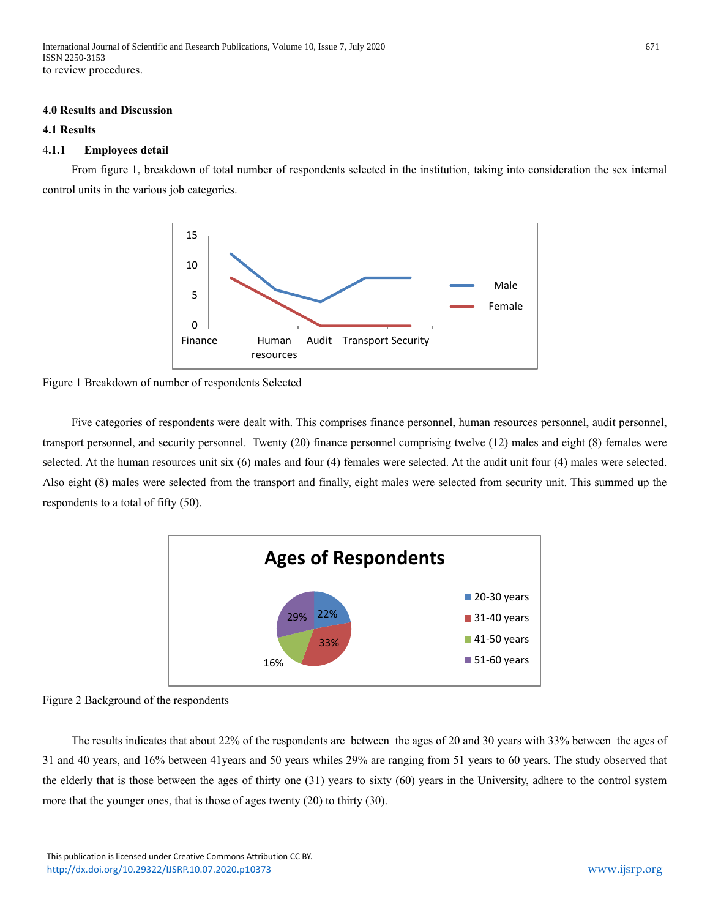to review procedures.

## 4.0 Results and Discussion

### 4.1 Results

#### 4.1.1 Employees detail

From figure 1, breakdown of total number of respondents selected in the institution, taking into consideration the sex internal control units in the various job categories.

Figure 1 Breakdown of number of respondents Selected

Five categories of respondents were dealt with. This comprises finance personnel, human resources personnel, audit personnel, transport personnel, and security personnel. Twenty (20) finance personnel comprising twelve (12) males and eight (8) females were selected. At the human resources unit six (6) males and four (4) females were selected. At the audit unit four (4) males were selected. Also eight (8) males were selected from the transport and finally, eight males were selected from security unit. This summed up the respondents to a total of fifty (50).

Figure 2 Background of the respondents

The results indicates that about 22% of the respondents are between the ages of 20 and 30 years with 33% between the ages of 31 and 40 years, and 16% between 41years and 50 years whiles 29% are ranging from 51 years to 60 years. The study observed that the elderly that is those between the ages of thirty one (31) years to sixty (60) years in the University, adhere to the control system more that the younger ones, that is those of ages twenty (20) to thirty (30).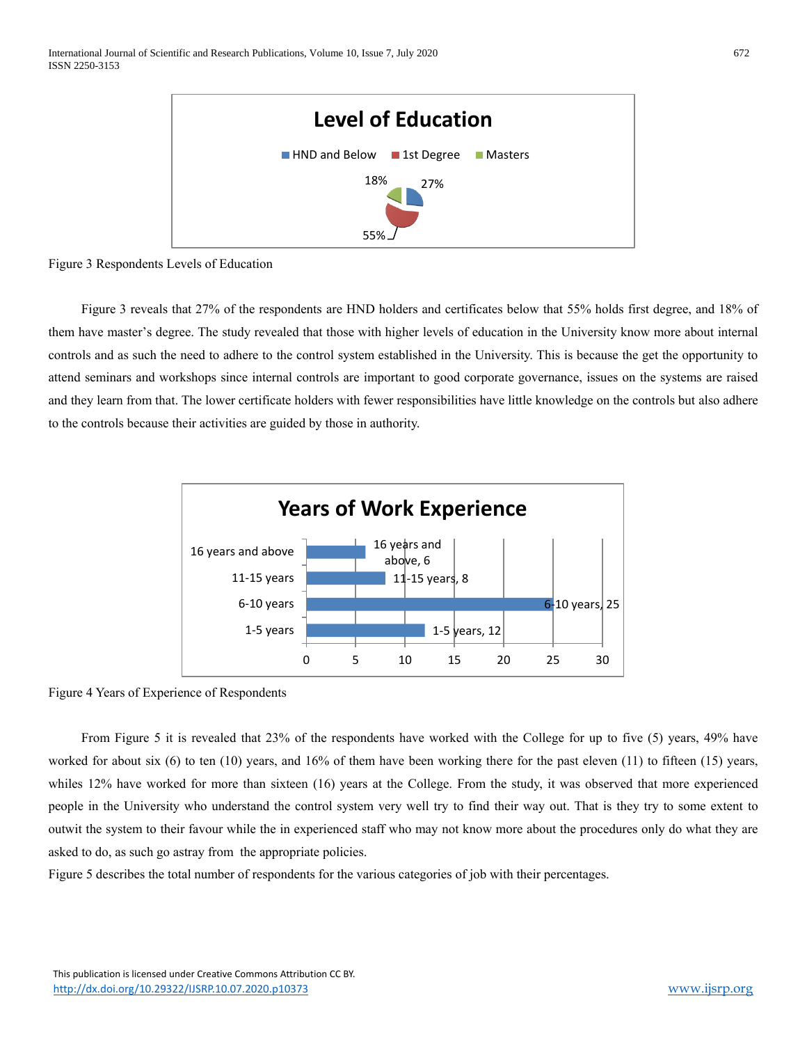Figure 3 Respondents Levels of Education

Figure 3 reveals that 27% of the respondents are HND holders and certificates below that 55% holds first degree, and 18% of them have master's degree. The study revealed that those with higher levels of education in the University know more about internal controls and as such the need to adhere to the control system established in the University. This is because the get the opportunity to attend seminars and workshops since internal controls are important to good corporate governance, issues on the systems are raised and they learn from that. The lower certificate holders with fewer responsibilities have little knowledge on the controls but also adhere to the controls because their activities are guided by those in authority.

Figure 4 Years of Experience of Respondents

From Figure 5 it is revealed that 23% of the respondents have worked with the College for up to five (5) years, 49% have worked for about six (6) to ten (10) years, and 16% of them have been working there for the past eleven (11) to fifteen (15) years, whiles 12% have worked for more than sixteen (16) years at the College. From the study, it was observed that more experienced people in the University who understand the control system very well try to find their way out. That is they try to some extent to outwit the system to their favour while the in experienced staff who may not know more about the procedures only do what they are asked to do, as such go astray from the appropriate policies.

Figure 5 describes the total number of respondents for the various categories of job with their percentages.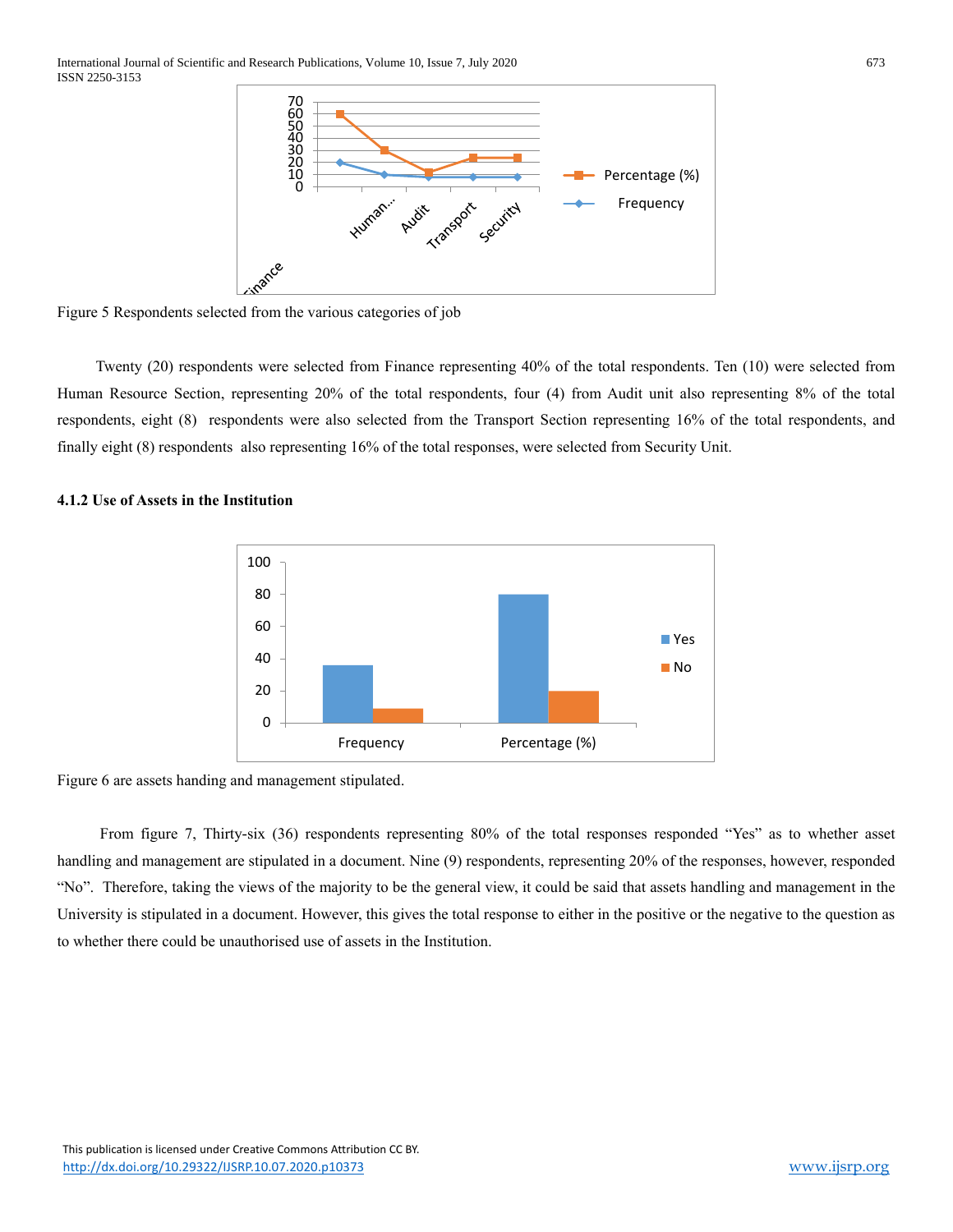Figure 5 Respondents selected from the various categories of job

Twenty (20) respondents were selected from Finance representing 40% of the total respondents. Ten (10) were selected from Human Resource Section, representing 20% of the total respondents, four (4) from Audit unit also representing 8% of the total respondents, eight (8) respondents were also selected from the Transport Section representing 16% of the total respondents, and finally eight (8) respondents also representing 16% of the total responses, were selected from Security Unit.

#### 4.1.2 Use of Assets in the Institution

Figure 6 are assets handing and management stipulated.

From figure 7, Thirty-six (36) respondents representing 80% of the total responses responded "Yes" as to whether asset handling and management are stipulated in a document. Nine (9) respondents, representing 20% of the responses, however, responded "No". Therefore, taking the views of the majority to be the general view, it could be said that assets handling and management in the University is stipulated in a document. However, this gives the total response to either in the positive or the negative to the question as to whether there could be unauthorised use of assets in the Institution.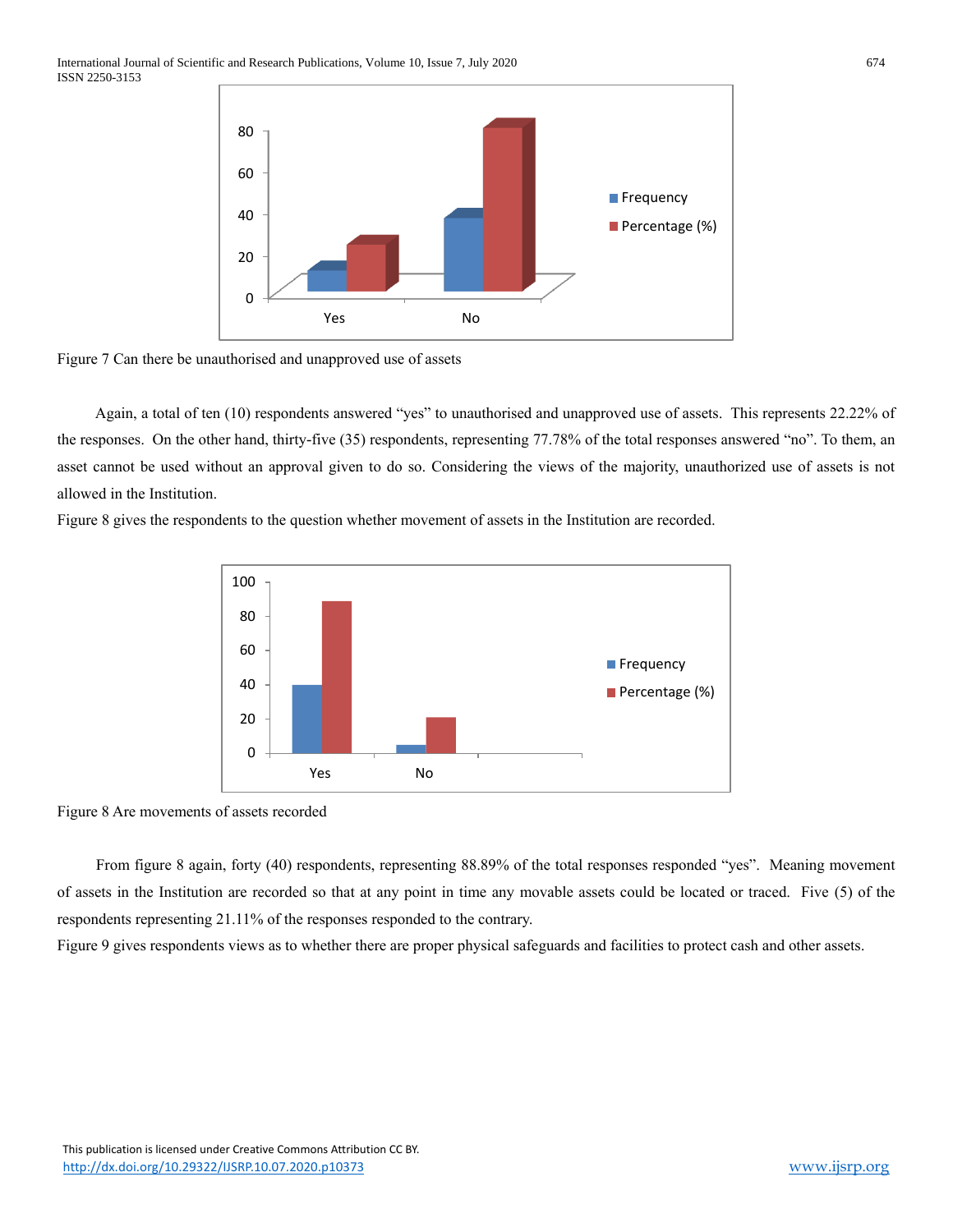Figure 7 Can there be unauthorised and unapproved use of assets

Again, a total of ten (10) respondents answered "yes" to unauthorised and unapproved use of assets. This represents 22.22% of the responses. On the other hand, thirty-five (35) respondents, representing 77.78% of the total responses answered "no". To them, an asset cannot be used without an approval given to do so. Considering the views of the majority, unauthorized use of assets is not allowed in the Institution.

Figure 8 gives the respondents to the question whether movement of assets in the Institution are recorded.

Figure 8 Are movements of assets recorded

From figure 8 again, forty (40) respondents, representing 88.89% of the total responses responded "yes". Meaning movement of assets in the Institution are recorded so that at any point in time any movable assets could be located or traced. Five (5) of the respondents representing 21.11% of the responses responded to the contrary.

Figure 9 gives respondents views as to whether there are proper physical safeguards and facilities to protect cash and other assets.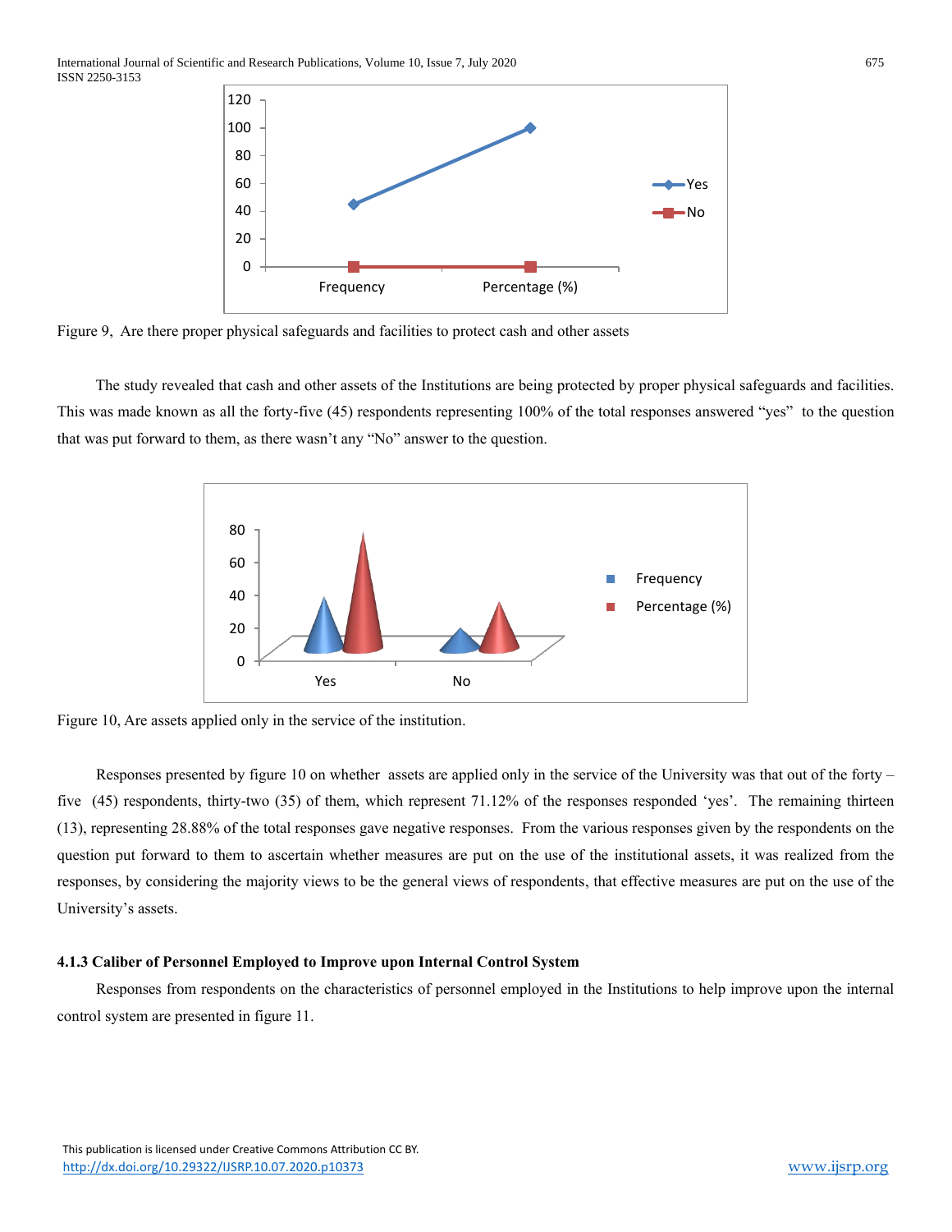Figure 9, Are there proper physical safeguards and facilities to protect cash and other assets

The study revealed that cash and other assets of the Institutions are being protected by proper physical safeguards and facilities. This was made known as all the forty-five (45) respondents representing 100% of the total responses answered "yes" to the question that was put forward to them, as there wasn't any "No" answer to the question.

Figure 10, Are assets applied only in the service of the institution.

Responses presented by figure 10 on whether assets are applied only in the service of the University was that out of the forty – five (45) respondents, thirty-two (35) of them, which represent 71.12% of the responses responded 'yes'. The remaining thirteen (13), representing 28.88% of the total responses gave negative responses. From the various responses given by the respondents on the question put forward to them to ascertain whether measures are put on the use of the institutional assets, it was realized from the responses, by considering the majority views to be the general views of respondents, that effective measures are put on the use of the University's assets.

### 4.1.3 Caliber of Personnel Employed to Improve upon Internal Control System

Responses from respondents on the characteristics of personnel employed in the Institutions to help improve upon the internal control system are presented in figure 11.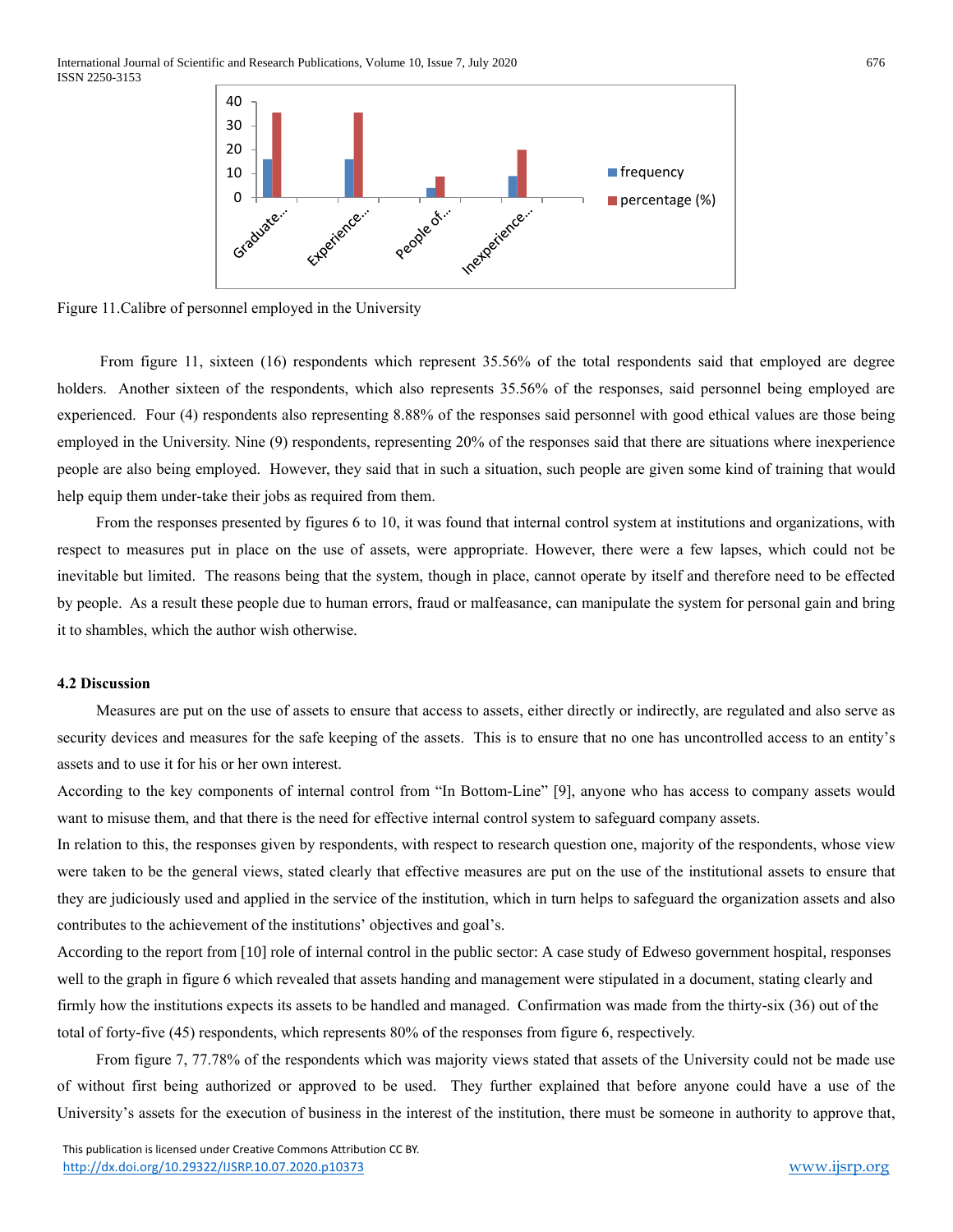Figure 11.Calibre of personnel employed in the University

From figure 11, sixteen (16) respondents which represent 35.56% of the total respondents said that employed are degree holders. Another sixteen of the respondents, which also represents 35.56% of the responses, said personnel being employed are experienced. Four (4) respondents also representing 8.88% of the responses said personnel with good ethical values are those being employed in the University. Nine (9) respondents, representing 20% of the responses said that there are situations where inexperience people are also being employed. However, they said that in such a situation, such people are given some kind of training that would help equip them under-take their jobs as required from them.

From the responses presented by figures 6 to 10, it was found that internal control system at institutions and organizations, with respect to measures put in place on the use of assets, were appropriate. However, there were a few lapses, which could not be inevitable but limited. The reasons being that the system, though in place, cannot operate by itself and therefore need to be effected by people. As a result these people due to human errors, fraud or malfeasance, can manipulate the system for personal gain and bring it to shambles, which the author wish otherwise.

### 4.2 Discussion

Measures are put on the use of assets to ensure that access to assets, either directly or indirectly, are regulated and also serve as security devices and measures for the safe keeping of the assets. This is to ensure that no one has uncontrolled access to an entity's assets and to use it for his or her own interest.

According to the key components of internal control from "In Bottom-Line" [9], anyone who has access to company assets would want to misuse them, and that there is the need for effective internal control system to safeguard company assets.

In relation to this, the responses given by respondents, with respect to research question one, majority of the respondents, whose view were taken to be the general views, stated clearly that effective measures are put on the use of the institutional assets to ensure that they are judiciously used and applied in the service of the institution, which in turn helps to safeguard the organization assets and also contributes to the achievement of the institutions' objectives and goal's.

According to the report from [10] role of internal control in the public sector: A case study of Edweso government hospital, responses well to the graph in figure 6 which revealed that assets handing and management were stipulated in a document, stating clearly and firmly how the institutions expects its assets to be handled and managed. Confirmation was made from the thirty-six (36) out of the total of forty-five (45) respondents, which represents 80% of the responses from figure 6, respectively.

From figure 7, 77.78% of the respondents which was majority views stated that assets of the University could not be made use of without first being authorized or approved to be used. They further explained that before anyone could have a use of the University's assets for the execution of business in the interest of the institution, there must be someone in authority to approve that,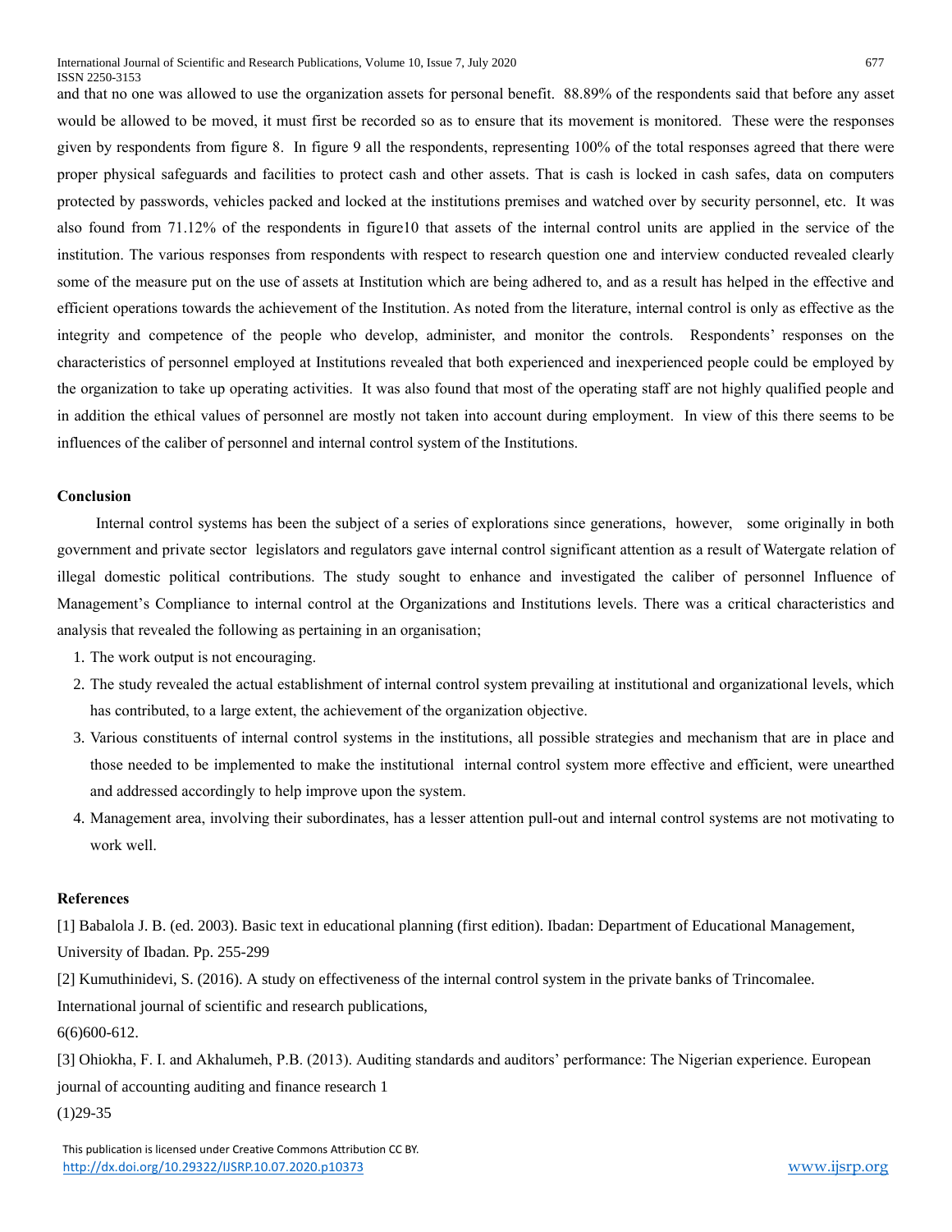and that no one was allowed to use the organization assets for personal benefit. 88.89% of the respondents said that before any asset would be allowed to be moved, it must first be recorded so as to ensure that its movement is monitored. These were the responses given by respondents from figure 8. In figure 9 all the respondents, representing 100% of the total responses agreed that there were proper physical safeguards and facilities to protect cash and other assets. That is cash is locked in cash safes, data on computers protected by passwords, vehicles packed and locked at the institutions premises and watched over by security personnel, etc. It was also found from 71.12% of the respondents in figure10 that assets of the internal control units are applied in the service of the institution. The various responses from respondents with respect to research question one and interview conducted revealed clearly some of the measure put on the use of assets at Institution which are being adhered to, and as a result has helped in the effective and efficient operations towards the achievement of the Institution. As noted from the literature, internal control is only as effective as the integrity and competence of the people who develop, administer, and monitor the controls. Respondents' responses on the characteristics of personnel employed at Institutions revealed that both experienced and inexperienced people could be employed by the organization to take up operating activities. It was also found that most of the operating staff are not highly qualified people and in addition the ethical values of personnel are mostly not taken into account during employment. In view of this there seems to be influences of the caliber of personnel and internal control system of the Institutions.

## Conclusion

Internal control systems has been the subject of a series of explorations since generations, however, some originally in both government and private sector legislators and regulators gave internal control significant attention as a result of Watergate relation of illegal domestic political contributions. The study sought to enhance and investigated the caliber of personnel Influence of Management's Compliance to internal control at the Organizations and Institutions levels. There was a critical characteristics and analysis that revealed the following as pertaining in an organisation;

1. The work output is not encouraging.
2. The study revealed the actual establishment of internal control system prevailing at institutional and organizational levels, which has contributed, to a large extent, the achievement of the organization objective.
3. Various constituents of internal control systems in the institutions, all possible strategies and mechanism that are in place and those needed to be implemented to make the institutional internal control system more effective and efficient, were unearthed and addressed accordingly to help improve upon the system.
4. Management area, involving their subordinates, has a lesser attention pull-out and internal control systems are not motivating to work well.

## References

[1] Babalola J. B. (ed. 2003). Basic text in educational planning (first edition). Ibadan: Department of Educational Management, University of Ibadan. Pp. 255-299

[2] Kumuthinidevi, S. (2016). A study on effectiveness of the internal control system in the private banks of Trincomalee. International journal of scientific and research publications, 6(6)600-612.

[3] Ohiokha, F. I. and Akhalumeh, P.B. (2013). Auditing standards and auditors' performance: The Nigerian experience. European journal of accounting auditing and finance research 1 (1)29-35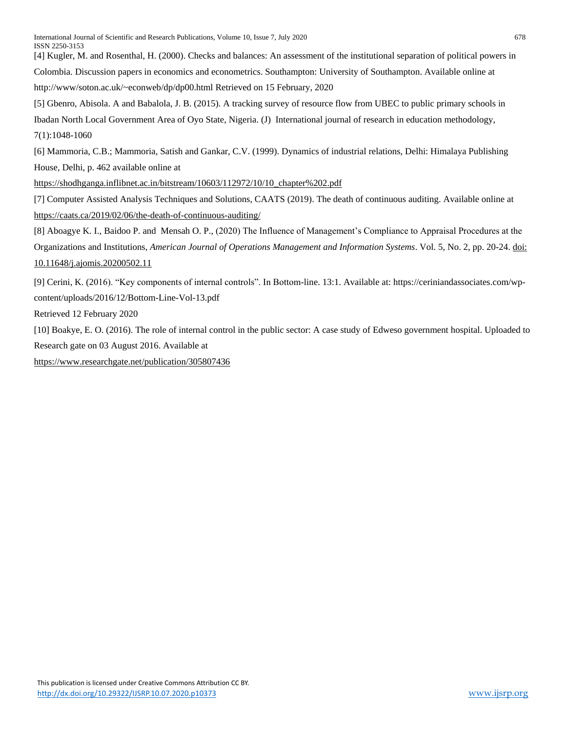[4] Kugler, M. and Rosenthal, H. (2000). Checks and balances: An assessment of the institutional separation of political powers in Colombia. Discussion papers in economics and econometrics. Southampton: University of Southampton. Available online at http://www/soton.ac.uk/~econweb/dp/dp00.html Retrieved on 15 February, 2020

[5] Gbenro, Abisola. A and Babalola, J. B. (2015). A tracking survey of resource flow from UBEC to public primary schools in Ibadan North Local Government Area of Oyo State, Nigeria. (J) International journal of research in education methodology, 7(1):1048-1060

[6] Mammoria, C.B.; Mammoria, Satish and Gankar, C.V. (1999). Dynamics of industrial relations, Delhi: Himalaya Publishing House, Delhi, p. 462 available online at https://shodhganga.inflibnet.ac.in/bitstream/10603/112972/10/10_chapter%202.pdf

[7] Computer Assisted Analysis Techniques and Solutions, CAATS (2019). The death of continuous auditing. Available online at https://caats.ca/2019/02/06/the-death-of-continuous-auditing/

[8] Aboagye K. I., Baidoo P. and Mensah O. P., (2020) The Influence of Management's Compliance to Appraisal Procedures at the Organizations and Institutions, *American Journal of Operations Management and Information Systems*. Vol. 5, No. 2, pp. 20-24. doi: 10.11648/j.ajomis.20200502.11

[9] Cerini, K. (2016). "Key components of internal controls". In Bottom-line. 13:1. Available at: https://ceriniandassociates.com/wp-content/uploads/2016/12/Bottom-Line-Vol-13.pdf
Retrieved 12 February 2020

[10] Boakye, E. O. (2016). The role of internal control in the public sector: A case study of Edweso government hospital. Uploaded to Research gate on 03 August 2016. Available at https://www.researchgate.net/publication/305807436